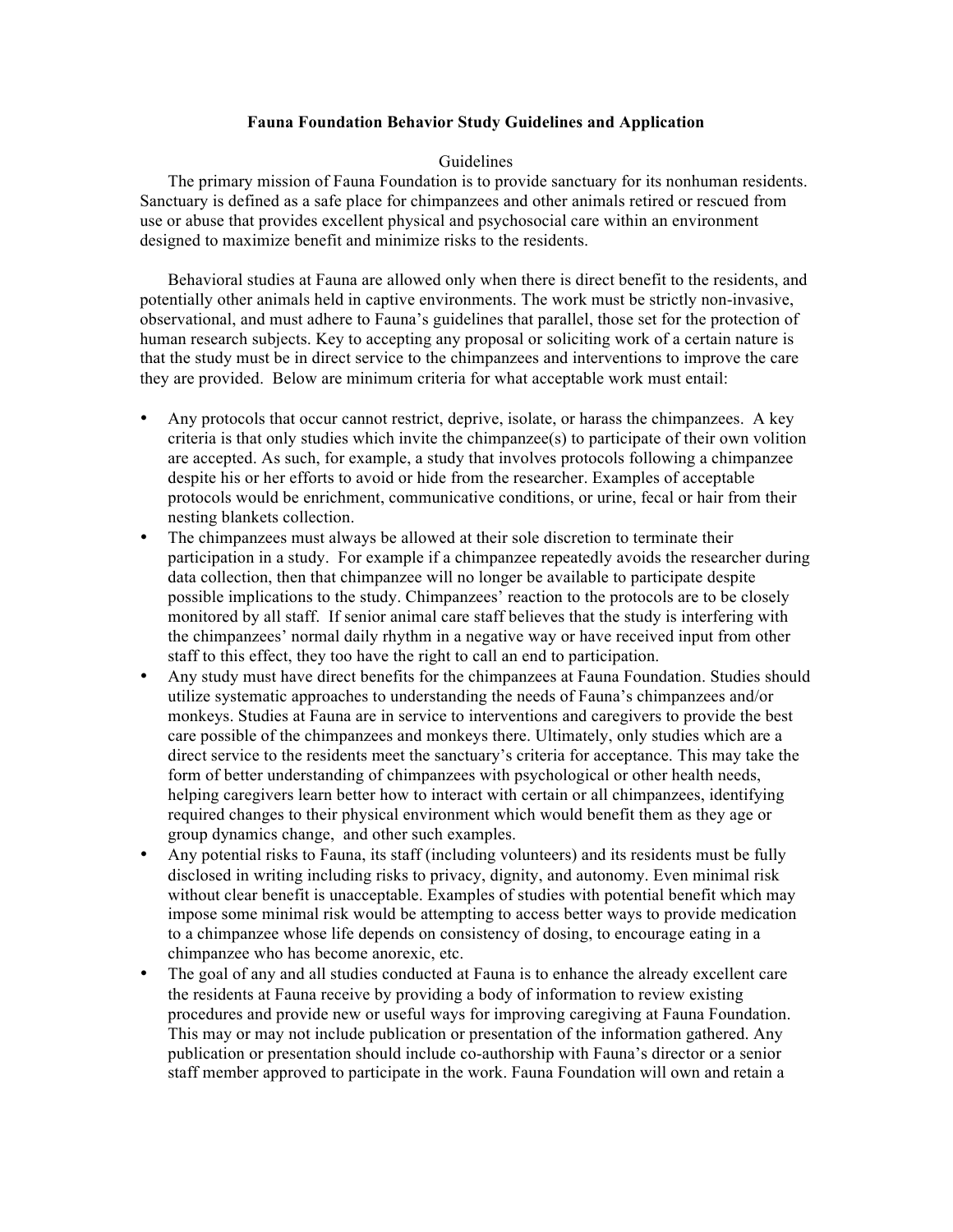**Fauna Foundation Behavior Study Guidelines and Application**

Guidelines

The primary mission of Fauna Foundation is to provide sanctuary for its nonhuman residents. Sanctuary is defined as a safe place for chimpanzees and other animals retired or rescued from use or abuse that provides excellent physical and psychosocial care within an environment designed to maximize benefit and minimize risks to the residents.

Behavioral studies at Fauna are allowed only when there is direct benefit to the residents, and potentially other animals held in captive environments. The work must be strictly non-invasive, observational, and must adhere to Fauna's guidelines that parallel, those set for the protection of human research subjects. Key to accepting any proposal or soliciting work of a certain nature is that the study must be in direct service to the chimpanzees and interventions to improve the care they are provided. Below are minimum criteria for what acceptable work must entail:

- Any protocols that occur cannot restrict, deprive, isolate, or harass the chimpanzees. A key criteria is that only studies which invite the chimpanzee(s) to participate of their own volition are accepted. As such, for example, a study that involves protocols following a chimpanzee despite his or her efforts to avoid or hide from the researcher. Examples of acceptable protocols would be enrichment, communicative conditions, or urine, fecal or hair from their nesting blankets collection.
- The chimpanzees must always be allowed at their sole discretion to terminate their participation in a study. For example if a chimpanzee repeatedly avoids the researcher during data collection, then that chimpanzee will no longer be available to participate despite possible implications to the study. Chimpanzees' reaction to the protocols are to be closely monitored by all staff. If senior animal care staff believes that the study is interfering with the chimpanzees' normal daily rhythm in a negative way or have received input from other staff to this effect, they too have the right to call an end to participation.
- Any study must have direct benefits for the chimpanzees at Fauna Foundation. Studies should utilize systematic approaches to understanding the needs of Fauna's chimpanzees and/or monkeys. Studies at Fauna are in service to interventions and caregivers to provide the best care possible of the chimpanzees and monkeys there. Ultimately, only studies which are a direct service to the residents meet the sanctuary's criteria for acceptance. This may take the form of better understanding of chimpanzees with psychological or other health needs, helping caregivers learn better how to interact with certain or all chimpanzees, identifying required changes to their physical environment which would benefit them as they age or group dynamics change, and other such examples.
- Any potential risks to Fauna, its staff (including volunteers) and its residents must be fully disclosed in writing including risks to privacy, dignity, and autonomy. Even minimal risk without clear benefit is unacceptable. Examples of studies with potential benefit which may impose some minimal risk would be attempting to access better ways to provide medication to a chimpanzee whose life depends on consistency of dosing, to encourage eating in a chimpanzee who has become anorexic, etc.
- The goal of any and all studies conducted at Fauna is to enhance the already excellent care the residents at Fauna receive by providing a body of information to review existing procedures and provide new or useful ways for improving caregiving at Fauna Foundation. This may or may not include publication or presentation of the information gathered. Any publication or presentation should include co-authorship with Fauna's director or a senior staff member approved to participate in the work. Fauna Foundation will own and retain a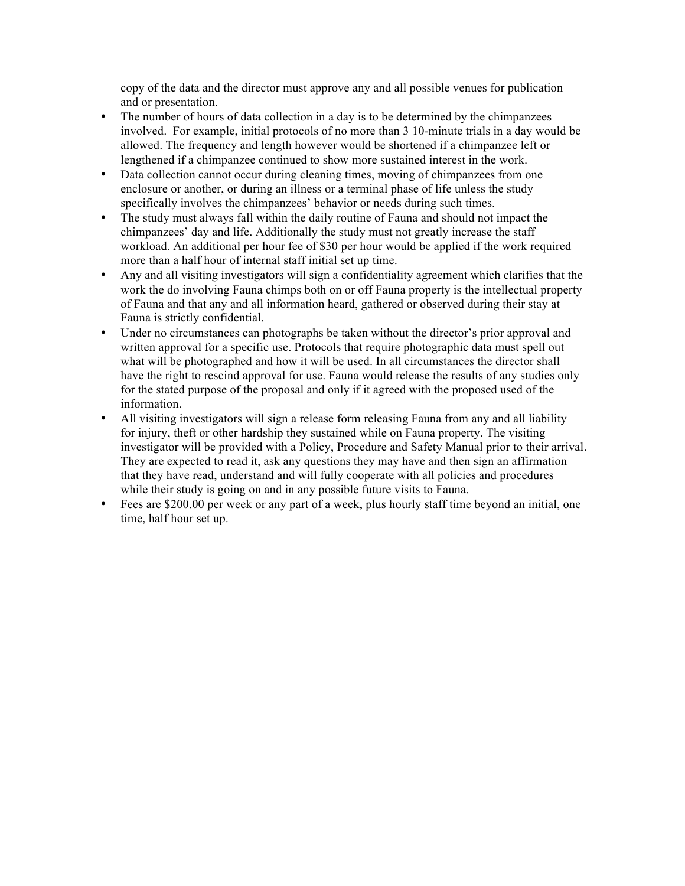copy of the data and the director must approve any and all possible venues for publication and or presentation.

- The number of hours of data collection in a day is to be determined by the chimpanzees involved. For example, initial protocols of no more than 3 10-minute trials in a day would be allowed. The frequency and length however would be shortened if a chimpanzee left or lengthened if a chimpanzee continued to show more sustained interest in the work.
- Data collection cannot occur during cleaning times, moving of chimpanzees from one enclosure or another, or during an illness or a terminal phase of life unless the study specifically involves the chimpanzees' behavior or needs during such times.
- The study must always fall within the daily routine of Fauna and should not impact the chimpanzees' day and life. Additionally the study must not greatly increase the staff workload. An additional per hour fee of $30 per hour would be applied if the work required more than a half hour of internal staff initial set up time.
- Any and all visiting investigators will sign a confidentiality agreement which clarifies that the work the do involving Fauna chimps both on or off Fauna property is the intellectual property of Fauna and that any and all information heard, gathered or observed during their stay at Fauna is strictly confidential.
- Under no circumstances can photographs be taken without the director's prior approval and written approval for a specific use. Protocols that require photographic data must spell out what will be photographed and how it will be used. In all circumstances the director shall have the right to rescind approval for use. Fauna would release the results of any studies only for the stated purpose of the proposal and only if it agreed with the proposed used of the information.
- All visiting investigators will sign a release form releasing Fauna from any and all liability for injury, theft or other hardship they sustained while on Fauna property. The visiting investigator will be provided with a Policy, Procedure and Safety Manual prior to their arrival. They are expected to read it, ask any questions they may have and then sign an affirmation that they have read, understand and will fully cooperate with all policies and procedures while their study is going on and in any possible future visits to Fauna.
- Fees are $200.00 per week or any part of a week, plus hourly staff time beyond an initial, one time, half hour set up.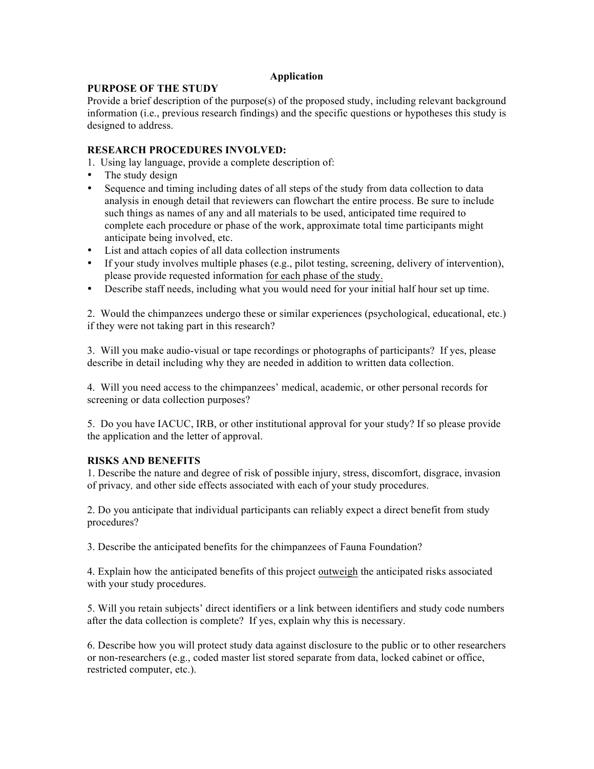# Application

## PURPOSE OF THE STUDY

Provide a brief description of the purpose(s) of the proposed study, including relevant background information (i.e., previous research findings) and the specific questions or hypotheses this study is designed to address.

## RESEARCH PROCEDURES INVOLVED:

1. Using lay language, provide a complete description of:

- The study design
- Sequence and timing including dates of all steps of the study from data collection to data analysis in enough detail that reviewers can flowchart the entire process. Be sure to include such things as names of any and all materials to be used, anticipated time required to complete each procedure or phase of the work, approximate total time participants might anticipate being involved, etc.
- List and attach copies of all data collection instruments
- If your study involves multiple phases (e.g., pilot testing, screening, delivery of intervention), please provide requested information for each phase of the study.
- Describe staff needs, including what you would need for your initial half hour set up time.

2. Would the chimpanzees undergo these or similar experiences (psychological, educational, etc.) if they were not taking part in this research?

3. Will you make audio-visual or tape recordings or photographs of participants? If yes, please describe in detail including why they are needed in addition to written data collection.

4. Will you need access to the chimpanzees' medical, academic, or other personal records for screening or data collection purposes?

5. Do you have IACUC, IRB, or other institutional approval for your study? If so please provide the application and the letter of approval.

## RISKS AND BENEFITS

1. Describe the nature and degree of risk of possible injury, stress, discomfort, disgrace, invasion of privacy, and other side effects associated with each of your study procedures.

2. Do you anticipate that individual participants can reliably expect a direct benefit from study procedures?

3. Describe the anticipated benefits for the chimpanzees of Fauna Foundation?

4. Explain how the anticipated benefits of this project outweigh the anticipated risks associated with your study procedures.

5. Will you retain subjects' direct identifiers or a link between identifiers and study code numbers after the data collection is complete? If yes, explain why this is necessary.

6. Describe how you will protect study data against disclosure to the public or to other researchers or non-researchers (e.g., coded master list stored separate from data, locked cabinet or office, restricted computer, etc.).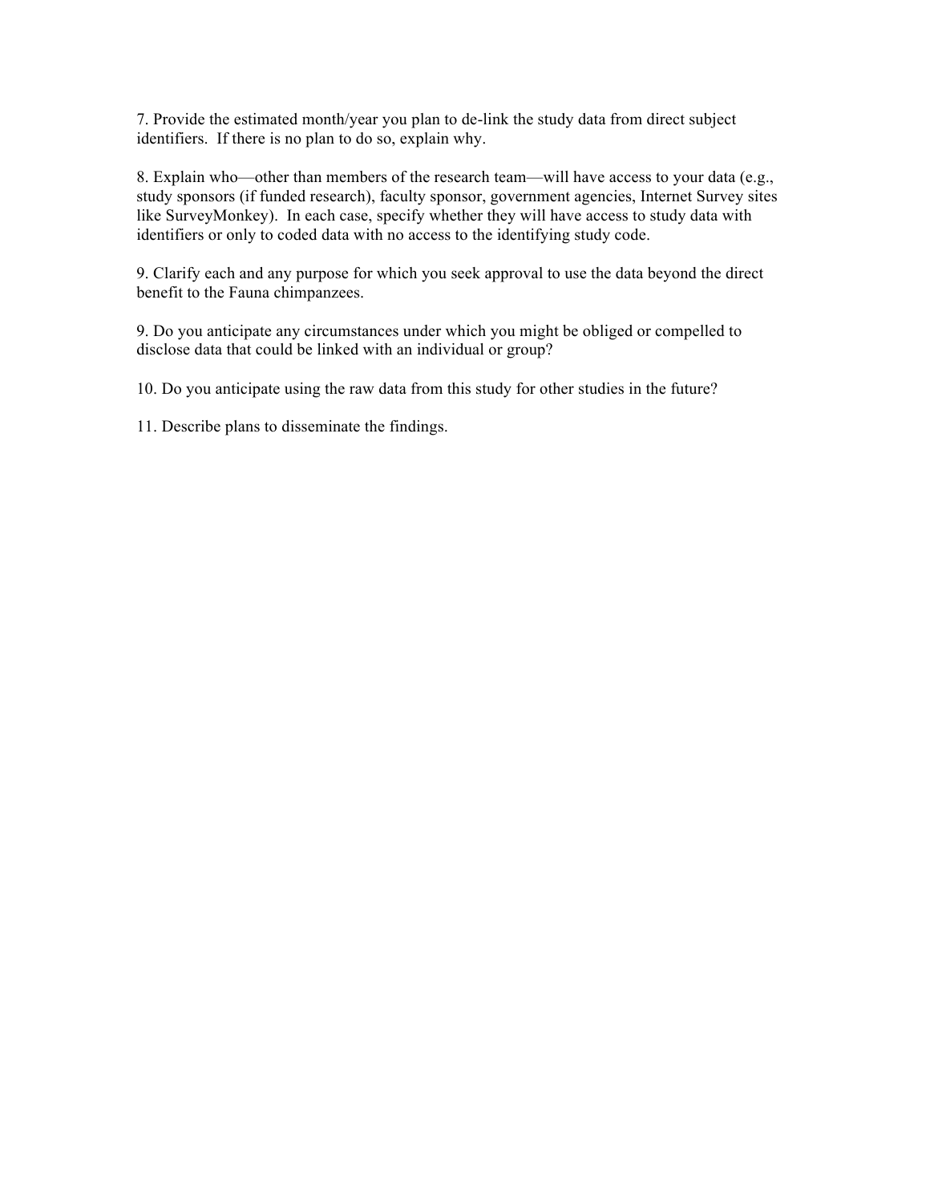7. Provide the estimated month/year you plan to de-link the study data from direct subject identifiers. If there is no plan to do so, explain why.

8. Explain who—other than members of the research team—will have access to your data (e.g., study sponsors (if funded research), faculty sponsor, government agencies, Internet Survey sites like SurveyMonkey). In each case, specify whether they will have access to study data with identifiers or only to coded data with no access to the identifying study code.

9. Clarify each and any purpose for which you seek approval to use the data beyond the direct benefit to the Fauna chimpanzees.

9. Do you anticipate any circumstances under which you might be obliged or compelled to disclose data that could be linked with an individual or group?

10. Do you anticipate using the raw data from this study for other studies in the future?

11. Describe plans to disseminate the findings.